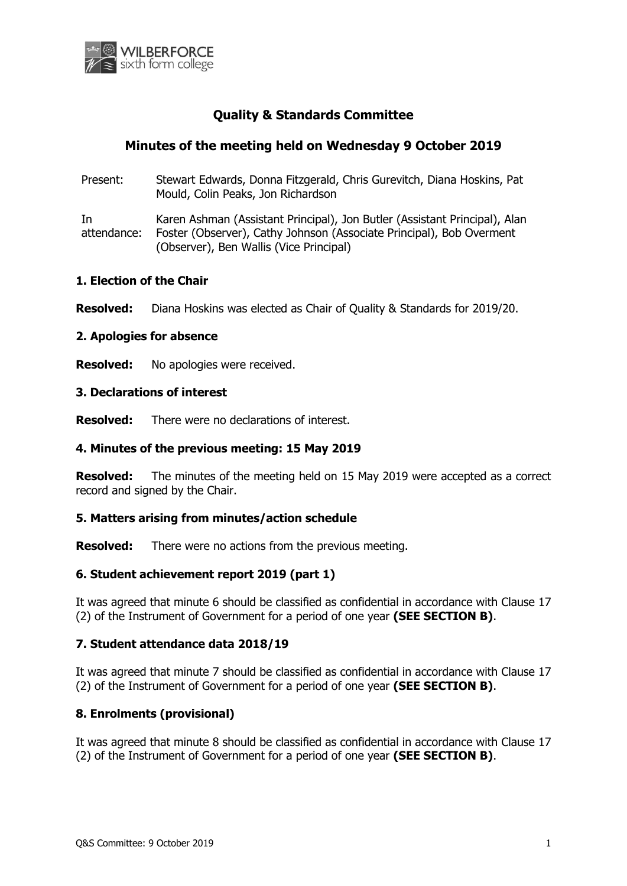## Quality & Standards Committee

## Minutes of the meeting held on Wednesday 9 October 2019

| | |
|---|---|
| Present: | Stewart Edwards, Donna Fitzgerald, Chris Gurevitch, Diana Hoskins, Pat Mould, Colin Peaks, Jon Richardson |
| In attendance: | Karen Ashman (Assistant Principal), Jon Butler (Assistant Principal), Alan Foster (Observer), Cathy Johnson (Associate Principal), Bob Overment (Observer), Ben Wallis (Vice Principal) |

### 1. Election of the Chair

**Resolved:** Diana Hoskins was elected as Chair of Quality & Standards for 2019/20.

### 2. Apologies for absence

**Resolved:** No apologies were received.

### 3. Declarations of interest

**Resolved:** There were no declarations of interest.

### 4. Minutes of the previous meeting: 15 May 2019

**Resolved:** The minutes of the meeting held on 15 May 2019 were accepted as a correct record and signed by the Chair.

### 5. Matters arising from minutes/action schedule

**Resolved:** There were no actions from the previous meeting.

### 6. Student achievement report 2019 (part 1)

It was agreed that minute 6 should be classified as confidential in accordance with Clause 17 (2) of the Instrument of Government for a period of one year **(SEE SECTION B)**.

### 7. Student attendance data 2018/19

It was agreed that minute 7 should be classified as confidential in accordance with Clause 17 (2) of the Instrument of Government for a period of one year **(SEE SECTION B)**.

### 8. Enrolments (provisional)

It was agreed that minute 8 should be classified as confidential in accordance with Clause 17 (2) of the Instrument of Government for a period of one year **(SEE SECTION B)**.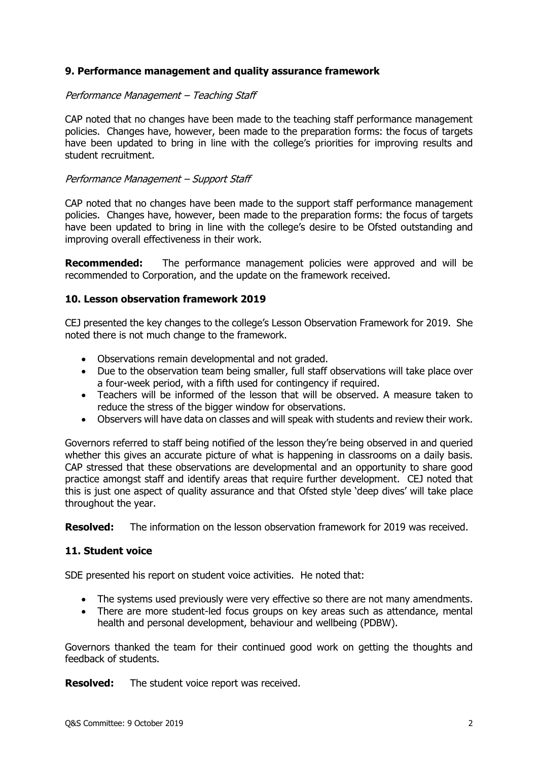### 9. Performance management and quality assurance framework

*Performance Management – Teaching Staff*

CAP noted that no changes have been made to the teaching staff performance management policies. Changes have, however, been made to the preparation forms: the focus of targets have been updated to bring in line with the college's priorities for improving results and student recruitment.

*Performance Management – Support Staff*

CAP noted that no changes have been made to the support staff performance management policies. Changes have, however, been made to the preparation forms: the focus of targets have been updated to bring in line with the college's desire to be Ofsted outstanding and improving overall effectiveness in their work.

**Recommended:** The performance management policies were approved and will be recommended to Corporation, and the update on the framework received.

### 10. Lesson observation framework 2019

CEJ presented the key changes to the college's Lesson Observation Framework for 2019. She noted there is not much change to the framework.

- Observations remain developmental and not graded.
- Due to the observation team being smaller, full staff observations will take place over a four-week period, with a fifth used for contingency if required.
- Teachers will be informed of the lesson that will be observed. A measure taken to reduce the stress of the bigger window for observations.
- Observers will have data on classes and will speak with students and review their work.

Governors referred to staff being notified of the lesson they're being observed in and queried whether this gives an accurate picture of what is happening in classrooms on a daily basis. CAP stressed that these observations are developmental and an opportunity to share good practice amongst staff and identify areas that require further development. CEJ noted that this is just one aspect of quality assurance and that Ofsted style 'deep dives' will take place throughout the year.

**Resolved:** The information on the lesson observation framework for 2019 was received.

### 11. Student voice

SDE presented his report on student voice activities. He noted that:

- The systems used previously were very effective so there are not many amendments.
- There are more student-led focus groups on key areas such as attendance, mental health and personal development, behaviour and wellbeing (PDBW).

Governors thanked the team for their continued good work on getting the thoughts and feedback of students.

**Resolved:** The student voice report was received.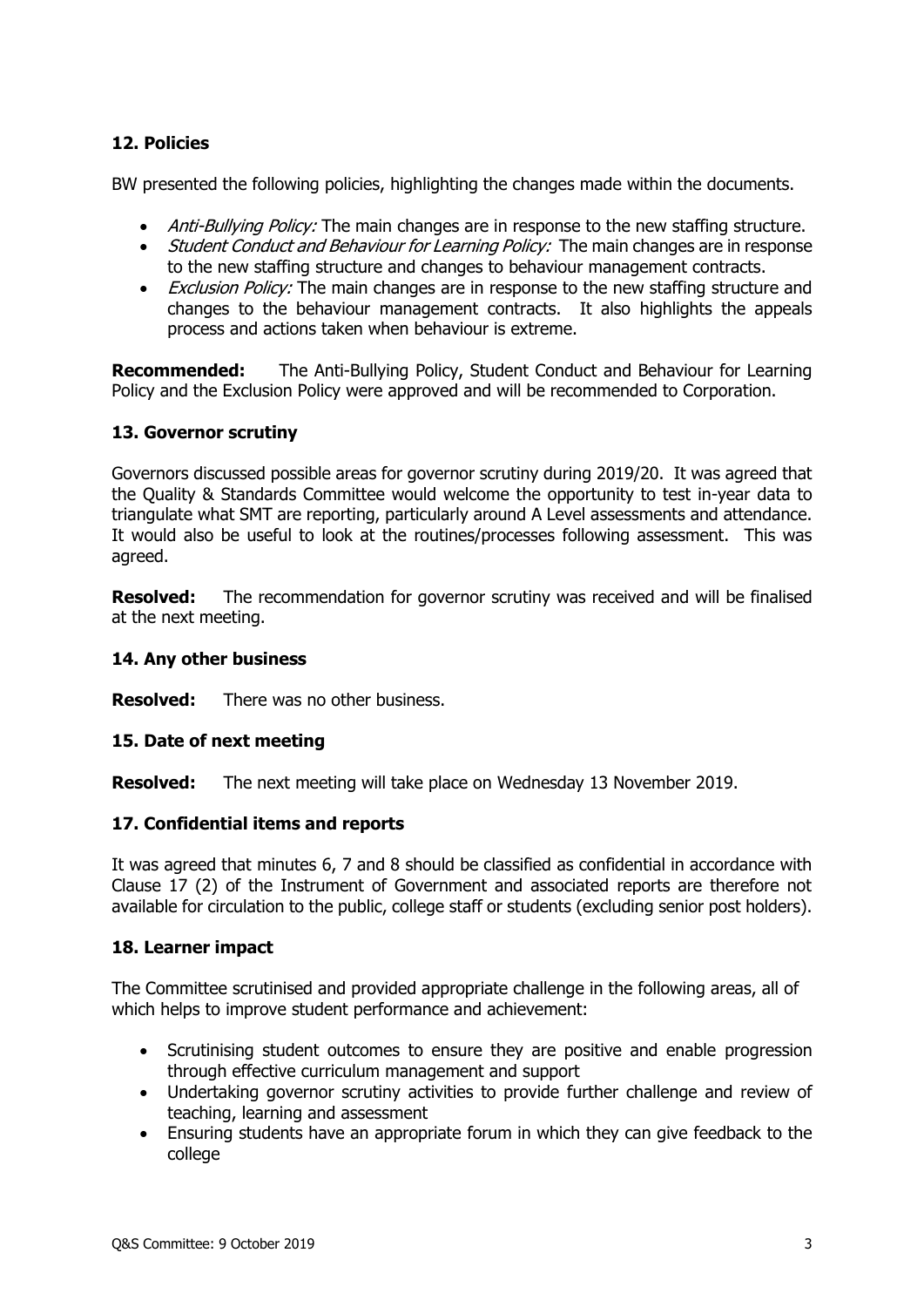## 12. Policies

BW presented the following policies, highlighting the changes made within the documents.

- *Anti-Bullying Policy:* The main changes are in response to the new staffing structure.
- *Student Conduct and Behaviour for Learning Policy:* The main changes are in response to the new staffing structure and changes to behaviour management contracts.
- *Exclusion Policy:* The main changes are in response to the new staffing structure and changes to the behaviour management contracts. It also highlights the appeals process and actions taken when behaviour is extreme.

**Recommended:** The Anti-Bullying Policy, Student Conduct and Behaviour for Learning Policy and the Exclusion Policy were approved and will be recommended to Corporation.

## 13. Governor scrutiny

Governors discussed possible areas for governor scrutiny during 2019/20. It was agreed that the Quality & Standards Committee would welcome the opportunity to test in-year data to triangulate what SMT are reporting, particularly around A Level assessments and attendance. It would also be useful to look at the routines/processes following assessment. This was agreed.

**Resolved:** The recommendation for governor scrutiny was received and will be finalised at the next meeting.

## 14. Any other business

**Resolved:** There was no other business.

## 15. Date of next meeting

**Resolved:** The next meeting will take place on Wednesday 13 November 2019.

## 17. Confidential items and reports

It was agreed that minutes 6, 7 and 8 should be classified as confidential in accordance with Clause 17 (2) of the Instrument of Government and associated reports are therefore not available for circulation to the public, college staff or students (excluding senior post holders).

## 18. Learner impact

The Committee scrutinised and provided appropriate challenge in the following areas, all of which helps to improve student performance and achievement:

- Scrutinising student outcomes to ensure they are positive and enable progression through effective curriculum management and support
- Undertaking governor scrutiny activities to provide further challenge and review of teaching, learning and assessment
- Ensuring students have an appropriate forum in which they can give feedback to the college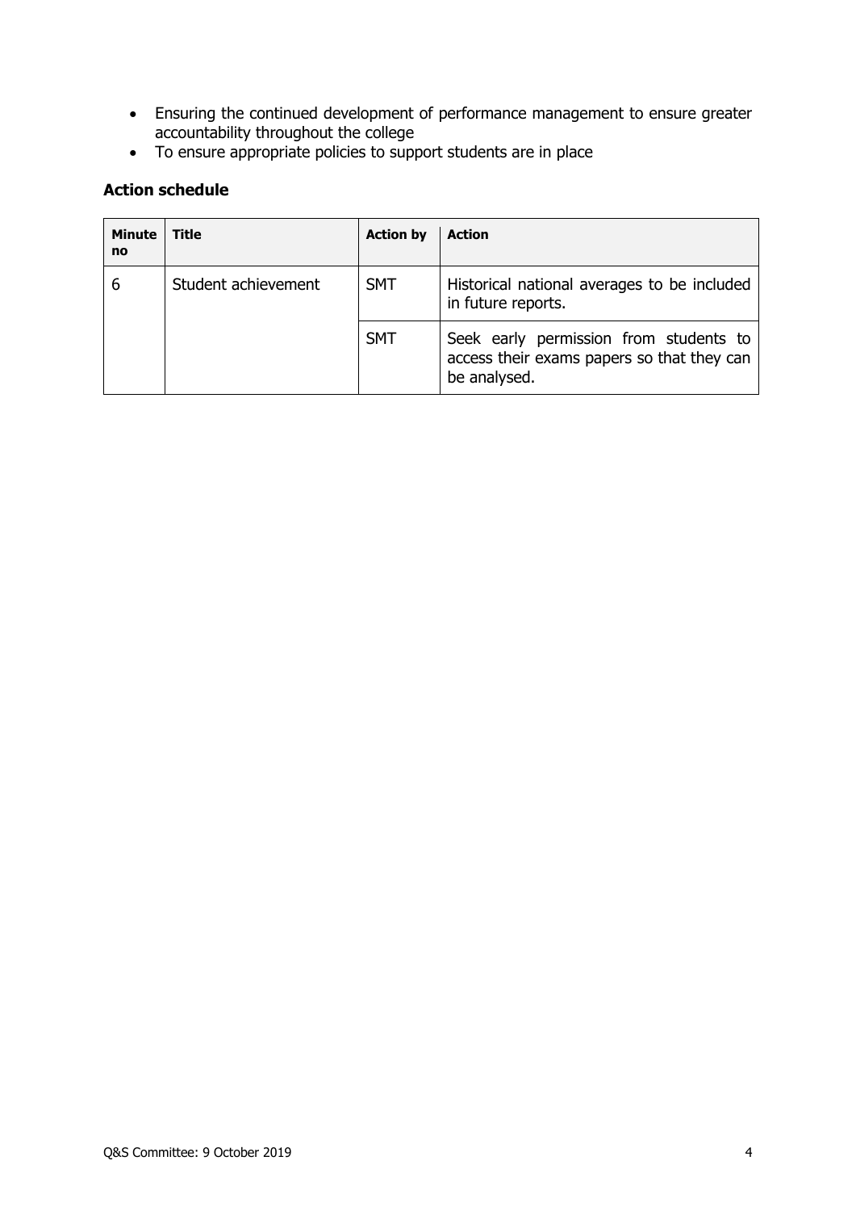- Ensuring the continued development of performance management to ensure greater accountability throughout the college
- To ensure appropriate policies to support students are in place

## Action schedule

| Minute no | Title | Action by | Action |
|---|---|---|---|
| 6 | Student achievement | SMT | Historical national averages to be included in future reports. |
| | | SMT | Seek early permission from students to access their exams papers so that they can be analysed. |